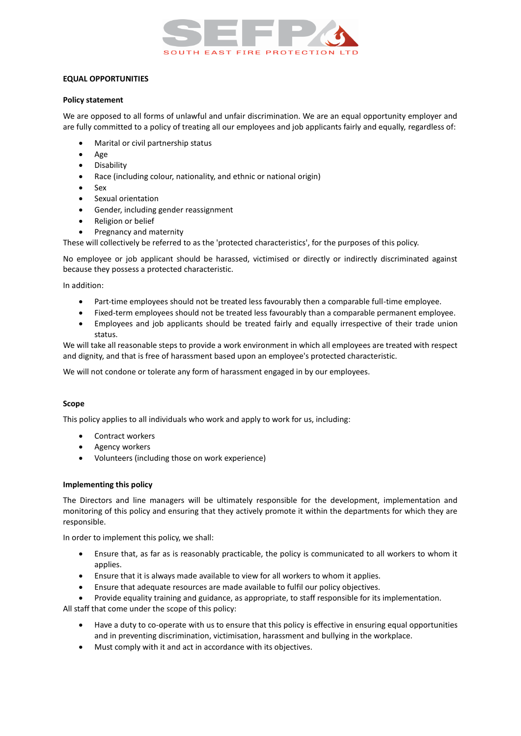SEFP
SOUTH EAST FIRE PROTECTION LTD

**EQUAL OPPORTUNITIES**

**Policy statement**

We are opposed to all forms of unlawful and unfair discrimination. We are an equal opportunity employer and are fully committed to a policy of treating all our employees and job applicants fairly and equally, regardless of:

- Marital or civil partnership status
- Age
- Disability
- Race (including colour, nationality, and ethnic or national origin)
- Sex
- Sexual orientation
- Gender, including gender reassignment
- Religion or belief
- Pregnancy and maternity

These will collectively be referred to as the 'protected characteristics', for the purposes of this policy.

No employee or job applicant should be harassed, victimised or directly or indirectly discriminated against because they possess a protected characteristic.

In addition:

- Part-time employees should not be treated less favourably then a comparable full-time employee.
- Fixed-term employees should not be treated less favourably than a comparable permanent employee.
- Employees and job applicants should be treated fairly and equally irrespective of their trade union status.

We will take all reasonable steps to provide a work environment in which all employees are treated with respect and dignity, and that is free of harassment based upon an employee's protected characteristic.

We will not condone or tolerate any form of harassment engaged in by our employees.

**Scope**

This policy applies to all individuals who work and apply to work for us, including:

- Contract workers
- Agency workers
- Volunteers (including those on work experience)

**Implementing this policy**

The Directors and line managers will be ultimately responsible for the development, implementation and monitoring of this policy and ensuring that they actively promote it within the departments for which they are responsible.

In order to implement this policy, we shall:

- Ensure that, as far as is reasonably practicable, the policy is communicated to all workers to whom it applies.
- Ensure that it is always made available to view for all workers to whom it applies.
- Ensure that adequate resources are made available to fulfil our policy objectives.
- Provide equality training and guidance, as appropriate, to staff responsible for its implementation.

All staff that come under the scope of this policy:

- Have a duty to co-operate with us to ensure that this policy is effective in ensuring equal opportunities and in preventing discrimination, victimisation, harassment and bullying in the workplace.
- Must comply with it and act in accordance with its objectives.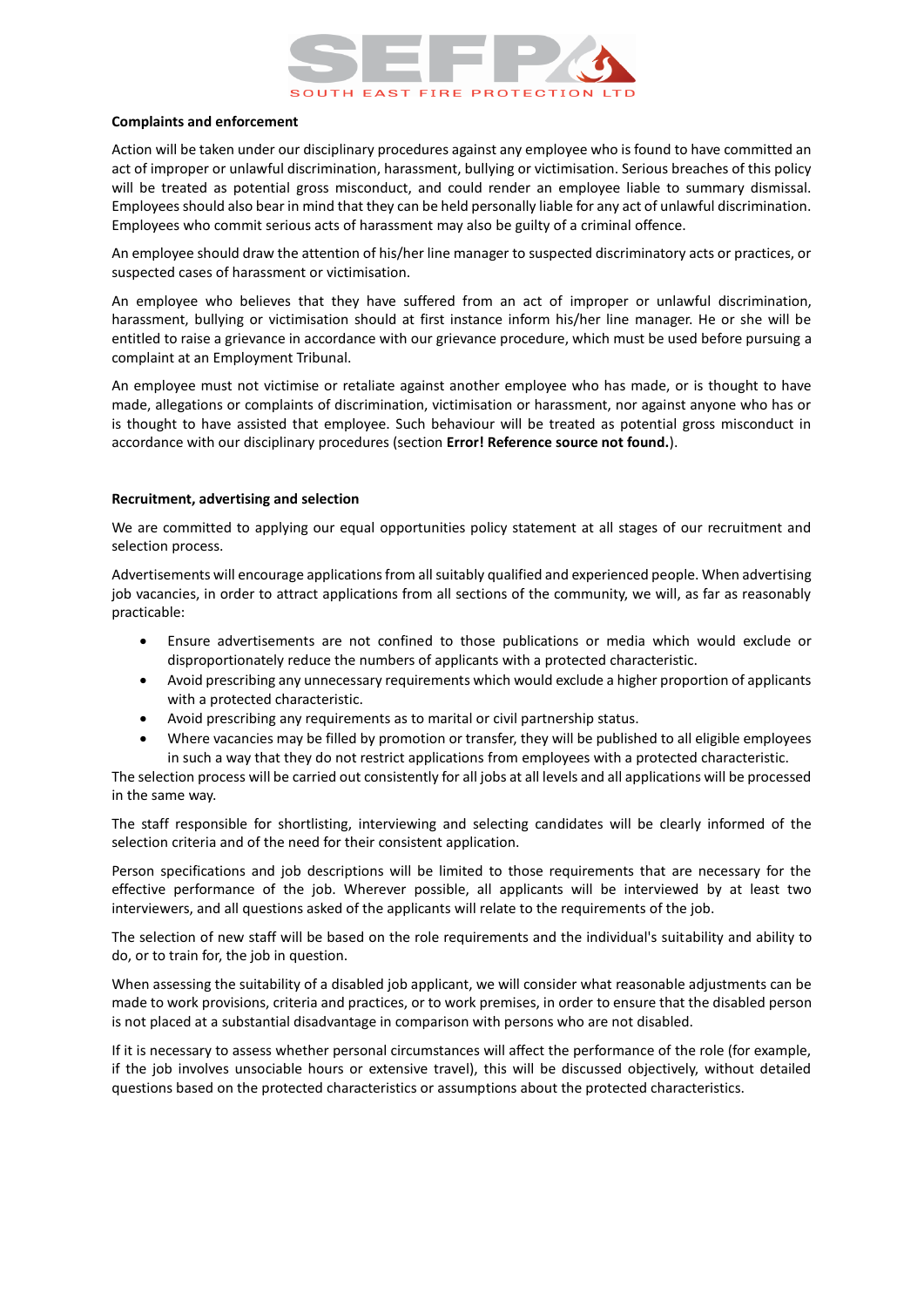**Complaints and enforcement**

Action will be taken under our disciplinary procedures against any employee who is found to have committed an act of improper or unlawful discrimination, harassment, bullying or victimisation. Serious breaches of this policy will be treated as potential gross misconduct, and could render an employee liable to summary dismissal. Employees should also bear in mind that they can be held personally liable for any act of unlawful discrimination. Employees who commit serious acts of harassment may also be guilty of a criminal offence.

An employee should draw the attention of his/her line manager to suspected discriminatory acts or practices, or suspected cases of harassment or victimisation.

An employee who believes that they have suffered from an act of improper or unlawful discrimination, harassment, bullying or victimisation should at first instance inform his/her line manager. He or she will be entitled to raise a grievance in accordance with our grievance procedure, which must be used before pursuing a complaint at an Employment Tribunal.

An employee must not victimise or retaliate against another employee who has made, or is thought to have made, allegations or complaints of discrimination, victimisation or harassment, nor against anyone who has or is thought to have assisted that employee. Such behaviour will be treated as potential gross misconduct in accordance with our disciplinary procedures (section **Error! Reference source not found.**).

**Recruitment, advertising and selection**

We are committed to applying our equal opportunities policy statement at all stages of our recruitment and selection process.

Advertisements will encourage applications from all suitably qualified and experienced people. When advertising job vacancies, in order to attract applications from all sections of the community, we will, as far as reasonably practicable:

- Ensure advertisements are not confined to those publications or media which would exclude or disproportionately reduce the numbers of applicants with a protected characteristic.
- Avoid prescribing any unnecessary requirements which would exclude a higher proportion of applicants with a protected characteristic.
- Avoid prescribing any requirements as to marital or civil partnership status.
- Where vacancies may be filled by promotion or transfer, they will be published to all eligible employees in such a way that they do not restrict applications from employees with a protected characteristic.

The selection process will be carried out consistently for all jobs at all levels and all applications will be processed in the same way.

The staff responsible for shortlisting, interviewing and selecting candidates will be clearly informed of the selection criteria and of the need for their consistent application.

Person specifications and job descriptions will be limited to those requirements that are necessary for the effective performance of the job. Wherever possible, all applicants will be interviewed by at least two interviewers, and all questions asked of the applicants will relate to the requirements of the job.

The selection of new staff will be based on the role requirements and the individual's suitability and ability to do, or to train for, the job in question.

When assessing the suitability of a disabled job applicant, we will consider what reasonable adjustments can be made to work provisions, criteria and practices, or to work premises, in order to ensure that the disabled person is not placed at a substantial disadvantage in comparison with persons who are not disabled.

If it is necessary to assess whether personal circumstances will affect the performance of the role (for example, if the job involves unsociable hours or extensive travel), this will be discussed objectively, without detailed questions based on the protected characteristics or assumptions about the protected characteristics.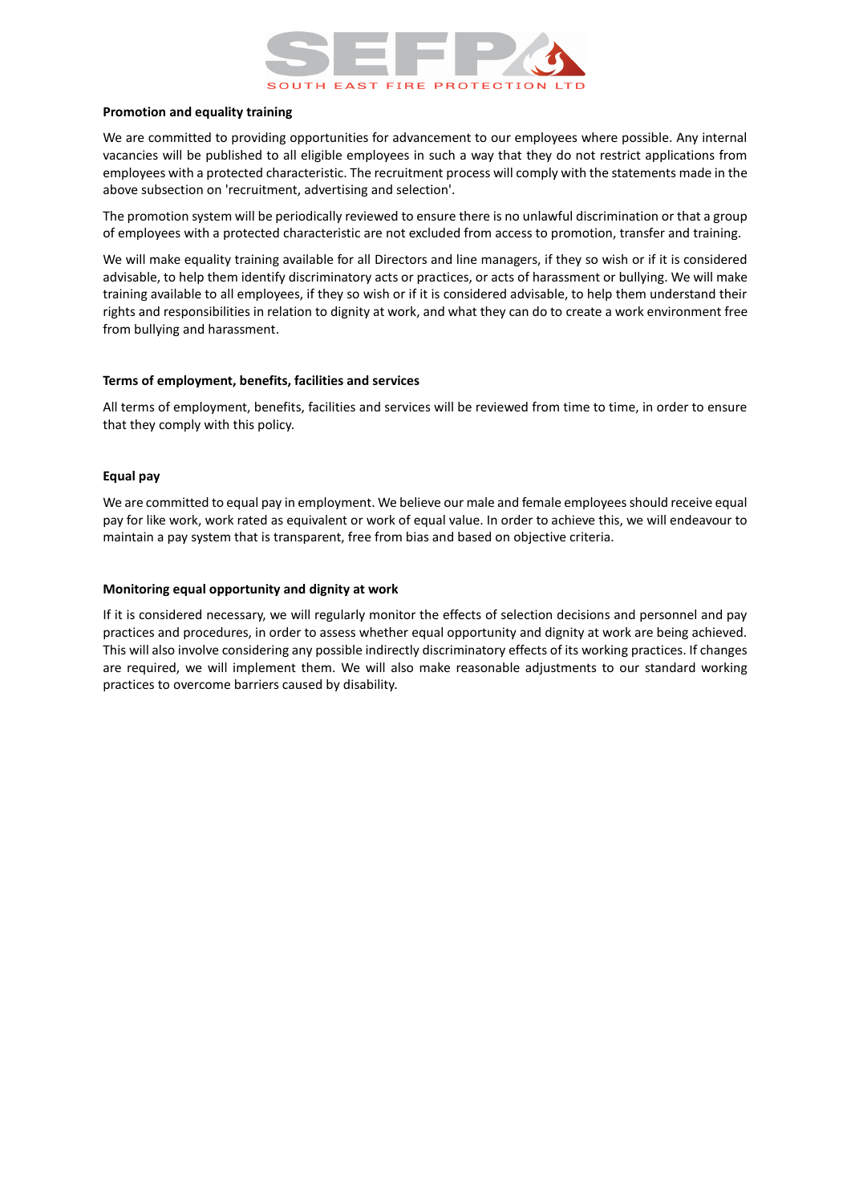**Promotion and equality training**

We are committed to providing opportunities for advancement to our employees where possible. Any internal vacancies will be published to all eligible employees in such a way that they do not restrict applications from employees with a protected characteristic. The recruitment process will comply with the statements made in the above subsection on 'recruitment, advertising and selection'.

The promotion system will be periodically reviewed to ensure there is no unlawful discrimination or that a group of employees with a protected characteristic are not excluded from access to promotion, transfer and training.

We will make equality training available for all Directors and line managers, if they so wish or if it is considered advisable, to help them identify discriminatory acts or practices, or acts of harassment or bullying. We will make training available to all employees, if they so wish or if it is considered advisable, to help them understand their rights and responsibilities in relation to dignity at work, and what they can do to create a work environment free from bullying and harassment.

**Terms of employment, benefits, facilities and services**

All terms of employment, benefits, facilities and services will be reviewed from time to time, in order to ensure that they comply with this policy.

**Equal pay**

We are committed to equal pay in employment. We believe our male and female employees should receive equal pay for like work, work rated as equivalent or work of equal value. In order to achieve this, we will endeavour to maintain a pay system that is transparent, free from bias and based on objective criteria.

**Monitoring equal opportunity and dignity at work**

If it is considered necessary, we will regularly monitor the effects of selection decisions and personnel and pay practices and procedures, in order to assess whether equal opportunity and dignity at work are being achieved. This will also involve considering any possible indirectly discriminatory effects of its working practices. If changes are required, we will implement them. We will also make reasonable adjustments to our standard working practices to overcome barriers caused by disability.